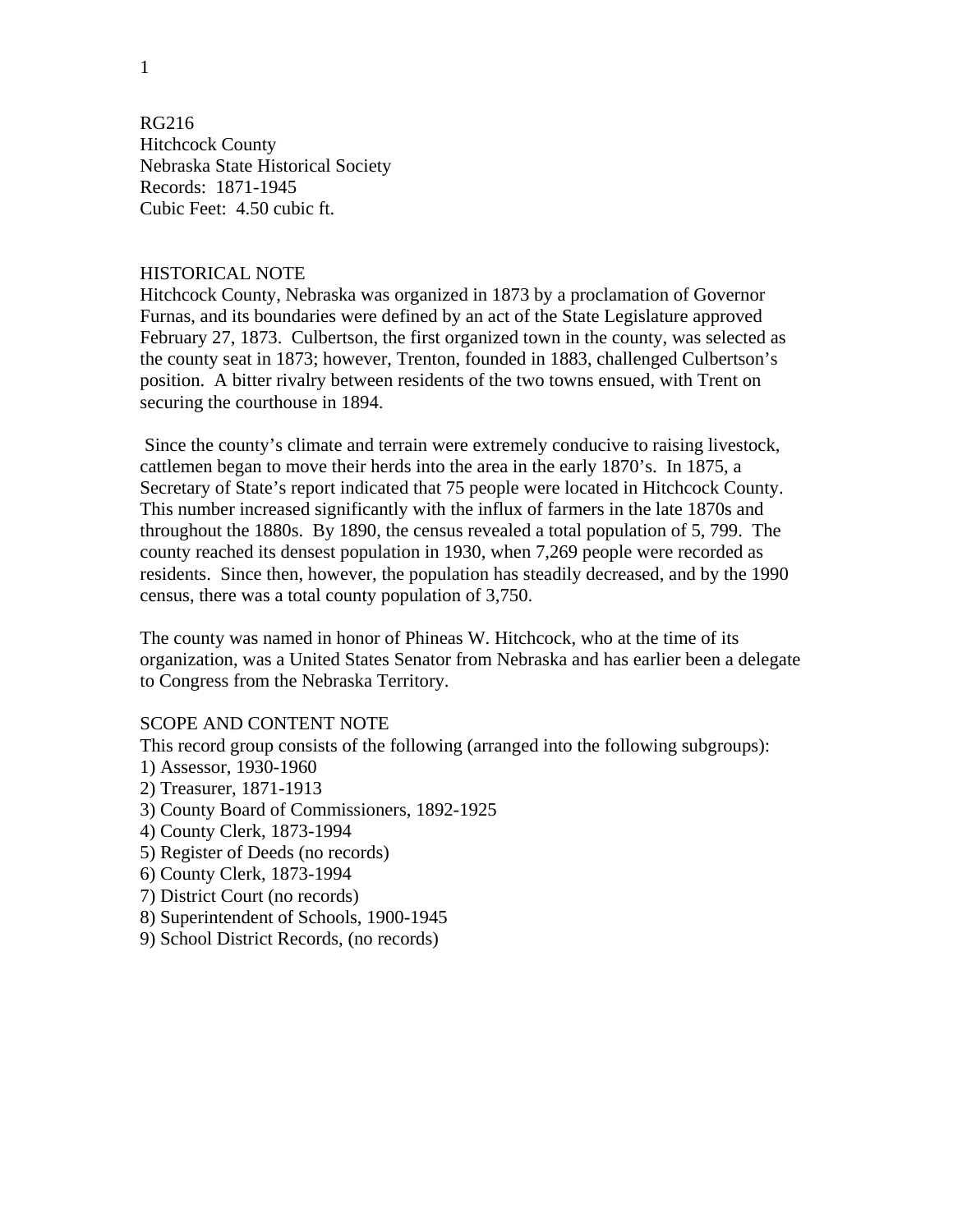RG216
Hitchcock County
Nebraska State Historical Society
Records: 1871-1945
Cubic Feet: 4.50 cubic ft.

## HISTORICAL NOTE

Hitchcock County, Nebraska was organized in 1873 by a proclamation of Governor Furnas, and its boundaries were defined by an act of the State Legislature approved February 27, 1873. Culbertson, the first organized town in the county, was selected as the county seat in 1873; however, Trenton, founded in 1883, challenged Culbertson's position. A bitter rivalry between residents of the two towns ensued, with Trent on securing the courthouse in 1894.

Since the county's climate and terrain were extremely conducive to raising livestock, cattlemen began to move their herds into the area in the early 1870's. In 1875, a Secretary of State's report indicated that 75 people were located in Hitchcock County. This number increased significantly with the influx of farmers in the late 1870s and throughout the 1880s. By 1890, the census revealed a total population of 5, 799. The county reached its densest population in 1930, when 7,269 people were recorded as residents. Since then, however, the population has steadily decreased, and by the 1990 census, there was a total county population of 3,750.

The county was named in honor of Phineas W. Hitchcock, who at the time of its organization, was a United States Senator from Nebraska and has earlier been a delegate to Congress from the Nebraska Territory.

## SCOPE AND CONTENT NOTE

This record group consists of the following (arranged into the following subgroups):

1) Assessor, 1930-1960
2) Treasurer, 1871-1913
3) County Board of Commissioners, 1892-1925
4) County Clerk, 1873-1994
5) Register of Deeds (no records)
6) County Clerk, 1873-1994
7) District Court (no records)
8) Superintendent of Schools, 1900-1945
9) School District Records, (no records)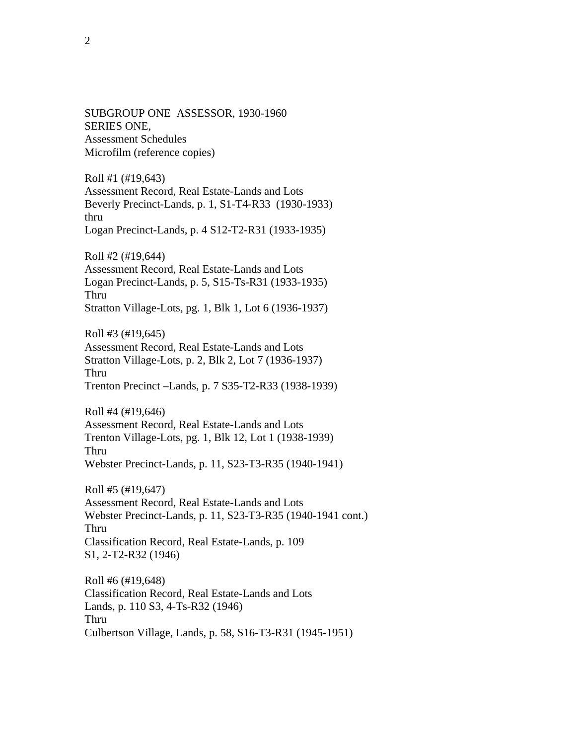SUBGROUP ONE ASSESSOR, 1930-1960
SERIES ONE,
Assessment Schedules
Microfilm (reference copies)

Roll #1 (#19,643)
Assessment Record, Real Estate-Lands and Lots
Beverly Precinct-Lands, p. 1, S1-T4-R33 (1930-1933)
thru
Logan Precinct-Lands, p. 4 S12-T2-R31 (1933-1935)

Roll #2 (#19,644)
Assessment Record, Real Estate-Lands and Lots
Logan Precinct-Lands, p. 5, S15-Ts-R31 (1933-1935)
Thru
Stratton Village-Lots, pg. 1, Blk 1, Lot 6 (1936-1937)

Roll #3 (#19,645)
Assessment Record, Real Estate-Lands and Lots
Stratton Village-Lots, p. 2, Blk 2, Lot 7 (1936-1937)
Thru
Trenton Precinct –Lands, p. 7 S35-T2-R33 (1938-1939)

Roll #4 (#19,646)
Assessment Record, Real Estate-Lands and Lots
Trenton Village-Lots, pg. 1, Blk 12, Lot 1 (1938-1939)
Thru
Webster Precinct-Lands, p. 11, S23-T3-R35 (1940-1941)

Roll #5 (#19,647)
Assessment Record, Real Estate-Lands and Lots
Webster Precinct-Lands, p. 11, S23-T3-R35 (1940-1941 cont.)
Thru
Classification Record, Real Estate-Lands, p. 109
S1, 2-T2-R32 (1946)

Roll #6 (#19,648)
Classification Record, Real Estate-Lands and Lots
Lands, p. 110 S3, 4-Ts-R32 (1946)
Thru
Culbertson Village, Lands, p. 58, S16-T3-R31 (1945-1951)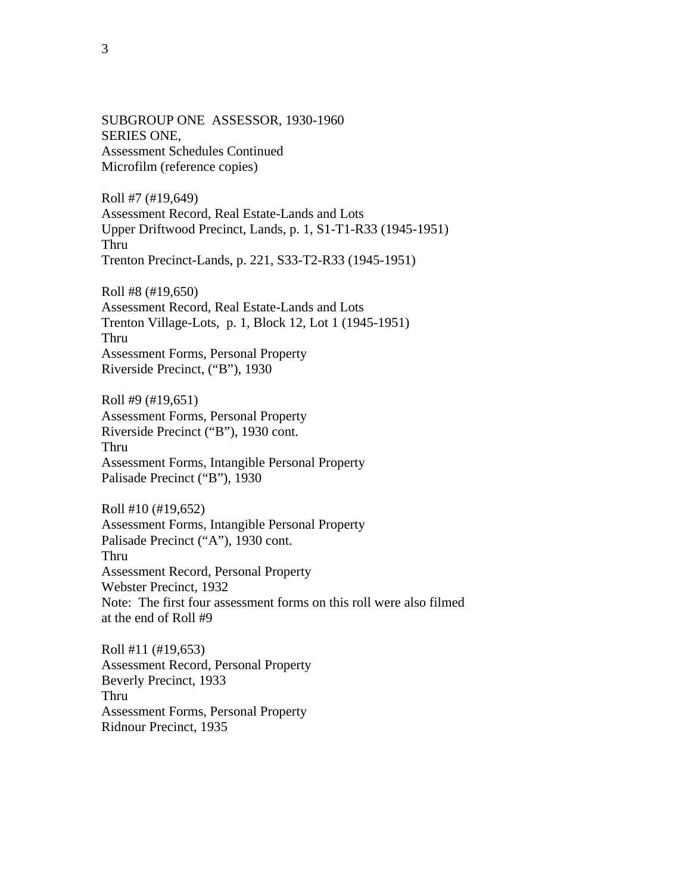SUBGROUP ONE ASSESSOR, 1930-1960
SERIES ONE,
Assessment Schedules Continued
Microfilm (reference copies)

Roll #7 (#19,649)
Assessment Record, Real Estate-Lands and Lots
Upper Driftwood Precinct, Lands, p. 1, S1-T1-R33 (1945-1951)
Thru
Trenton Precinct-Lands, p. 221, S33-T2-R33 (1945-1951)

Roll #8 (#19,650)
Assessment Record, Real Estate-Lands and Lots
Trenton Village-Lots, p. 1, Block 12, Lot 1 (1945-1951)
Thru
Assessment Forms, Personal Property
Riverside Precinct, ("B"), 1930

Roll #9 (#19,651)
Assessment Forms, Personal Property
Riverside Precinct ("B"), 1930 cont.
Thru
Assessment Forms, Intangible Personal Property
Palisade Precinct ("B"), 1930

Roll #10 (#19,652)
Assessment Forms, Intangible Personal Property
Palisade Precinct ("A"), 1930 cont.
Thru
Assessment Record, Personal Property
Webster Precinct, 1932
Note: The first four assessment forms on this roll were also filmed at the end of Roll #9

Roll #11 (#19,653)
Assessment Record, Personal Property
Beverly Precinct, 1933
Thru
Assessment Forms, Personal Property
Ridnour Precinct, 1935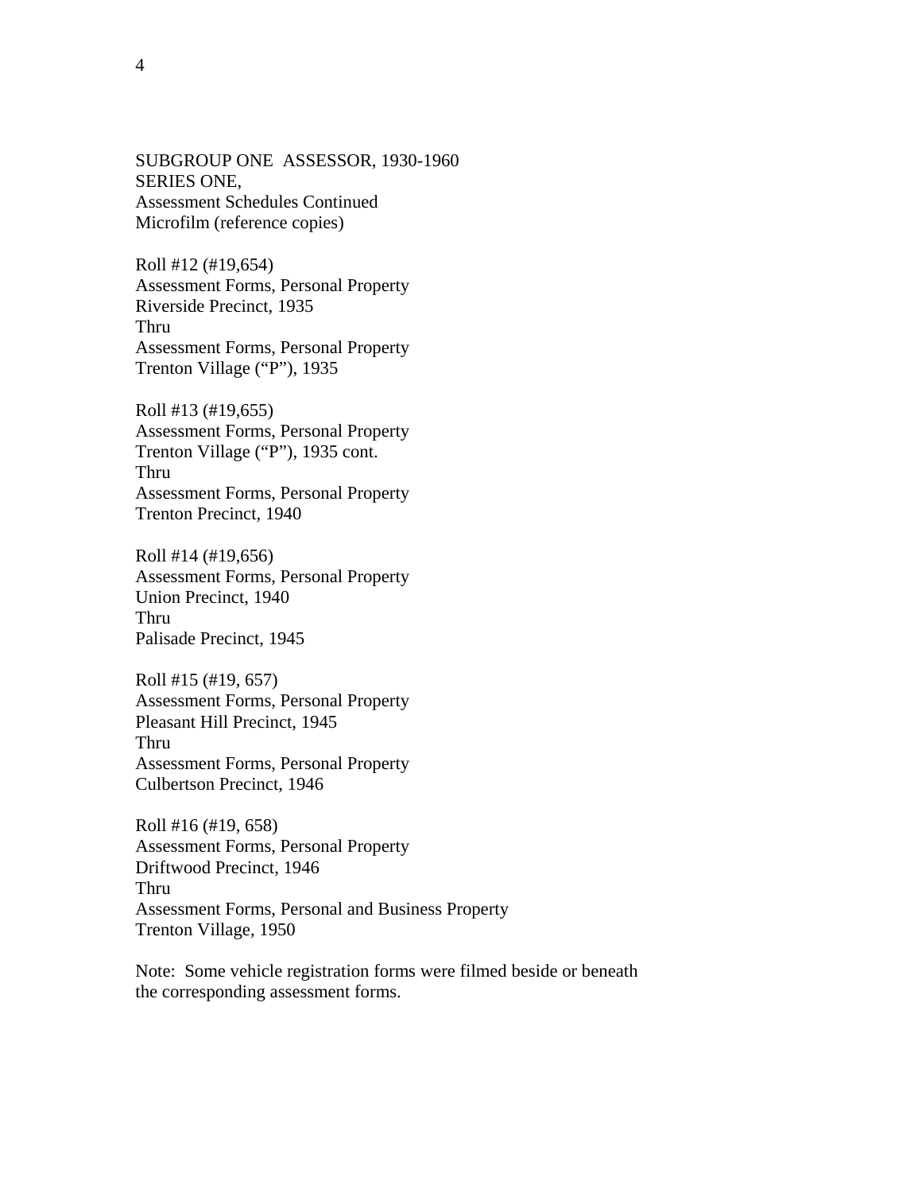SUBGROUP ONE ASSESSOR, 1930-1960
SERIES ONE,
Assessment Schedules Continued
Microfilm (reference copies)

Roll #12 (#19,654)
Assessment Forms, Personal Property
Riverside Precinct, 1935
Thru
Assessment Forms, Personal Property
Trenton Village ("P"), 1935

Roll #13 (#19,655)
Assessment Forms, Personal Property
Trenton Village ("P"), 1935 cont.
Thru
Assessment Forms, Personal Property
Trenton Precinct, 1940

Roll #14 (#19,656)
Assessment Forms, Personal Property
Union Precinct, 1940
Thru
Palisade Precinct, 1945

Roll #15 (#19, 657)
Assessment Forms, Personal Property
Pleasant Hill Precinct, 1945
Thru
Assessment Forms, Personal Property
Culbertson Precinct, 1946

Roll #16 (#19, 658)
Assessment Forms, Personal Property
Driftwood Precinct, 1946
Thru
Assessment Forms, Personal and Business Property
Trenton Village, 1950

Note: Some vehicle registration forms were filmed beside or beneath the corresponding assessment forms.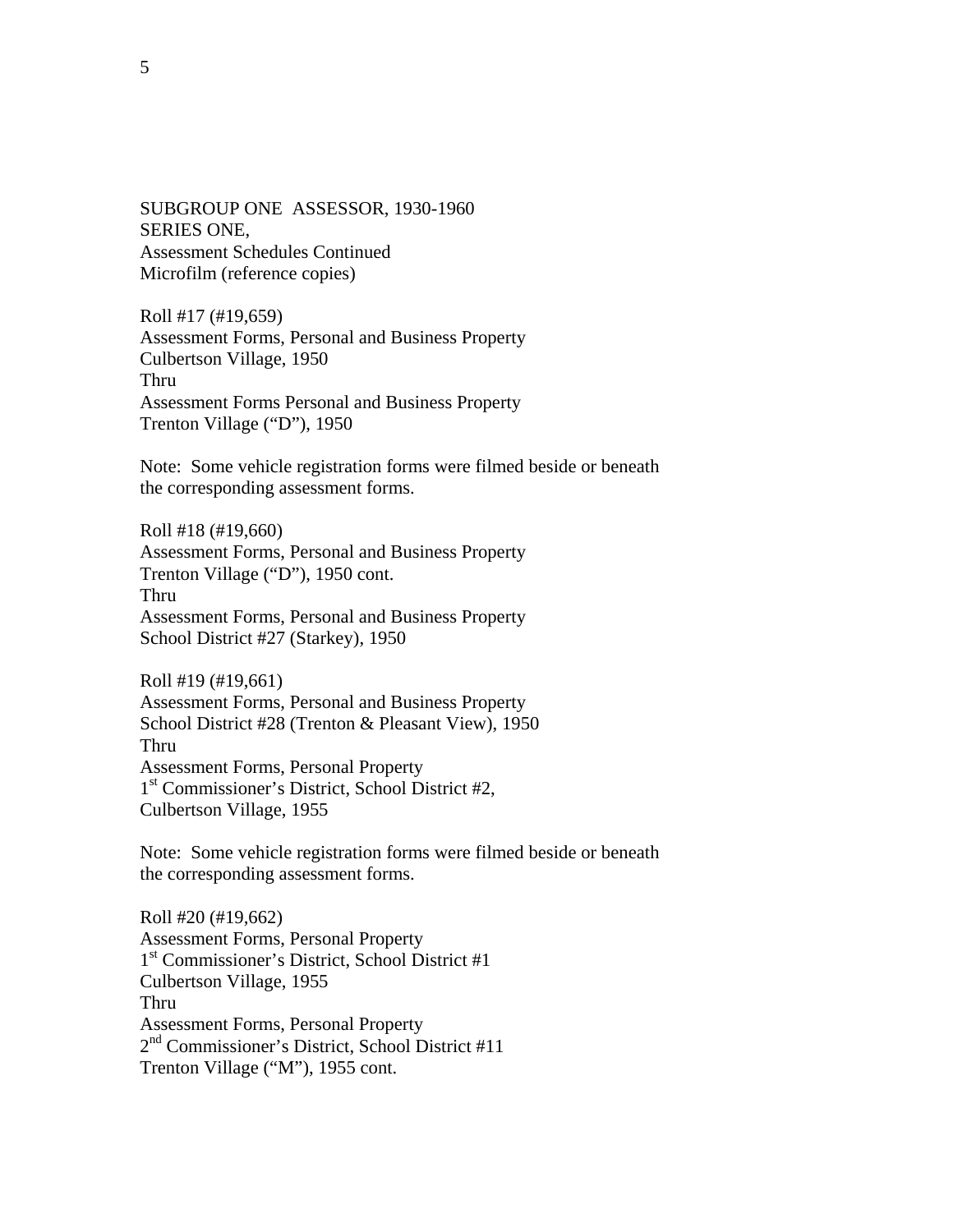SUBGROUP ONE ASSESSOR, 1930-1960
SERIES ONE,
Assessment Schedules Continued
Microfilm (reference copies)

Roll #17 (#19,659)
Assessment Forms, Personal and Business Property
Culbertson Village, 1950
Thru
Assessment Forms Personal and Business Property
Trenton Village ("D"), 1950

Note: Some vehicle registration forms were filmed beside or beneath the corresponding assessment forms.

Roll #18 (#19,660)
Assessment Forms, Personal and Business Property
Trenton Village ("D"), 1950 cont.
Thru
Assessment Forms, Personal and Business Property
School District #27 (Starkey), 1950

Roll #19 (#19,661)
Assessment Forms, Personal and Business Property
School District #28 (Trenton & Pleasant View), 1950
Thru
Assessment Forms, Personal Property
1st Commissioner's District, School District #2,
Culbertson Village, 1955

Note: Some vehicle registration forms were filmed beside or beneath the corresponding assessment forms.

Roll #20 (#19,662)
Assessment Forms, Personal Property
1st Commissioner's District, School District #1
Culbertson Village, 1955
Thru
Assessment Forms, Personal Property
2nd Commissioner's District, School District #11
Trenton Village ("M"), 1955 cont.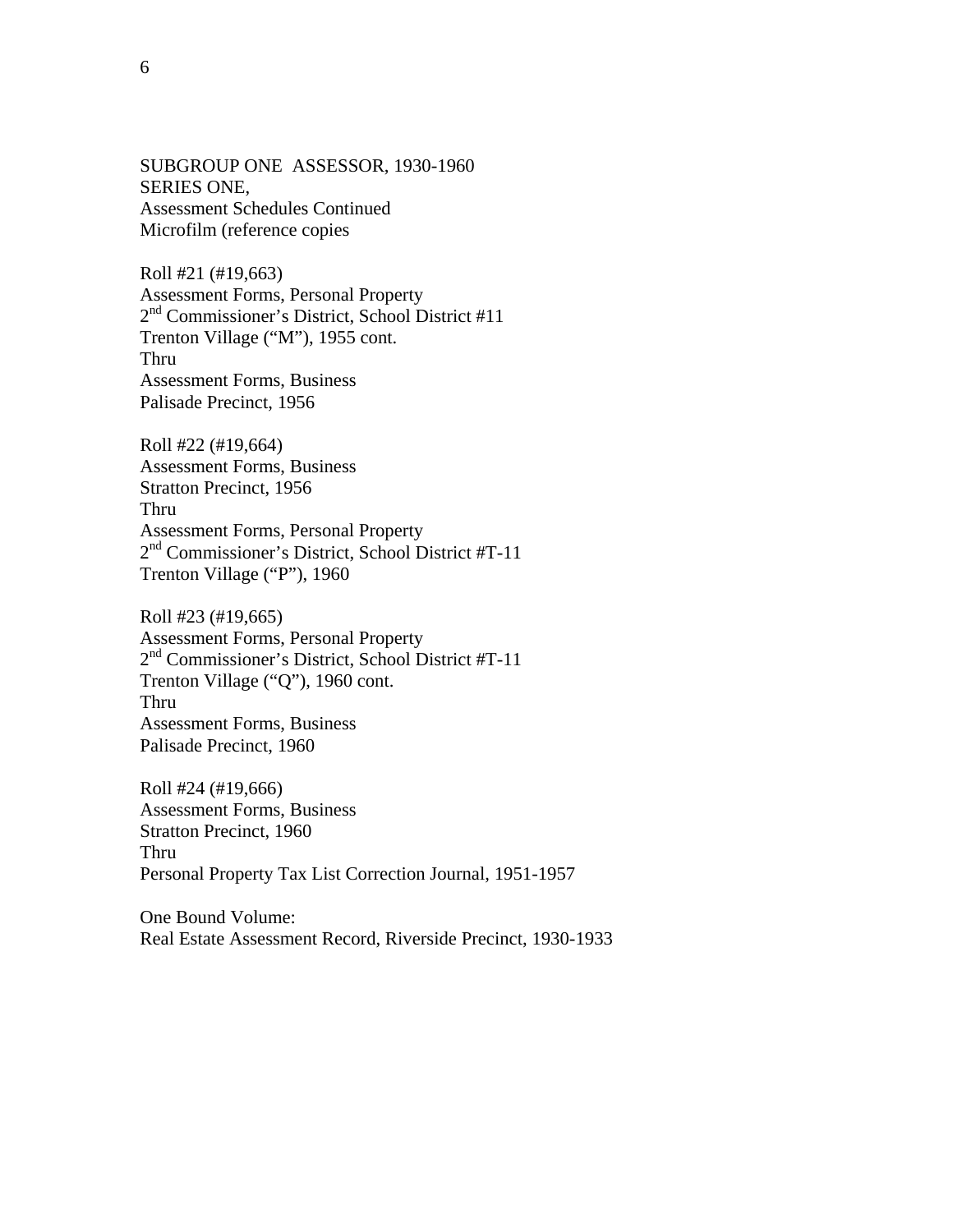SUBGROUP ONE  ASSESSOR, 1930-1960
SERIES ONE,
Assessment Schedules Continued
Microfilm (reference copies

Roll #21 (#19,663)
Assessment Forms, Personal Property
2nd Commissioner's District, School District #11
Trenton Village ("M"), 1955 cont.
Thru
Assessment Forms, Business
Palisade Precinct, 1956

Roll #22 (#19,664)
Assessment Forms, Business
Stratton Precinct, 1956
Thru
Assessment Forms, Personal Property
2nd Commissioner's District, School District #T-11
Trenton Village ("P"), 1960

Roll #23 (#19,665)
Assessment Forms, Personal Property
2nd Commissioner's District, School District #T-11
Trenton Village ("Q"), 1960 cont.
Thru
Assessment Forms, Business
Palisade Precinct, 1960

Roll #24 (#19,666)
Assessment Forms, Business
Stratton Precinct, 1960
Thru
Personal Property Tax List Correction Journal, 1951-1957

One Bound Volume:
Real Estate Assessment Record, Riverside Precinct, 1930-1933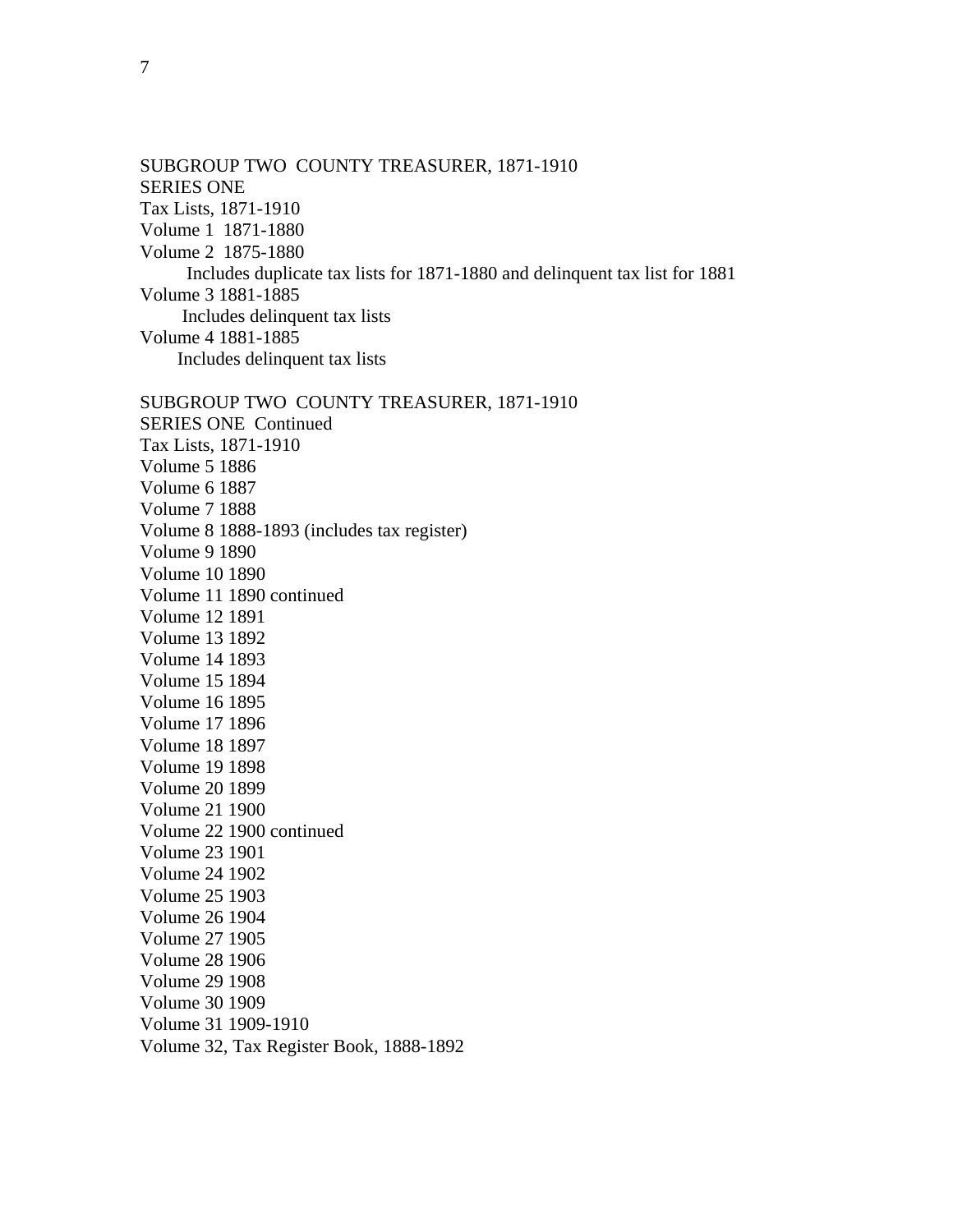SUBGROUP TWO  COUNTY TREASURER, 1871-1910
SERIES ONE
Tax Lists, 1871-1910
Volume 1  1871-1880
Volume 2  1875-1880
 Includes duplicate tax lists for 1871-1880 and delinquent tax list for 1881
Volume 3 1881-1885
 Includes delinquent tax lists
Volume 4 1881-1885
 Includes delinquent tax lists

SUBGROUP TWO  COUNTY TREASURER, 1871-1910
SERIES ONE  Continued
Tax Lists, 1871-1910
Volume 5 1886
Volume 6 1887
Volume 7 1888
Volume 8 1888-1893 (includes tax register)
Volume 9 1890
Volume 10 1890
Volume 11 1890 continued
Volume 12 1891
Volume 13 1892
Volume 14 1893
Volume 15 1894
Volume 16 1895
Volume 17 1896
Volume 18 1897
Volume 19 1898
Volume 20 1899
Volume 21 1900
Volume 22 1900 continued
Volume 23 1901
Volume 24 1902
Volume 25 1903
Volume 26 1904
Volume 27 1905
Volume 28 1906
Volume 29 1908
Volume 30 1909
Volume 31 1909-1910
Volume 32, Tax Register Book, 1888-1892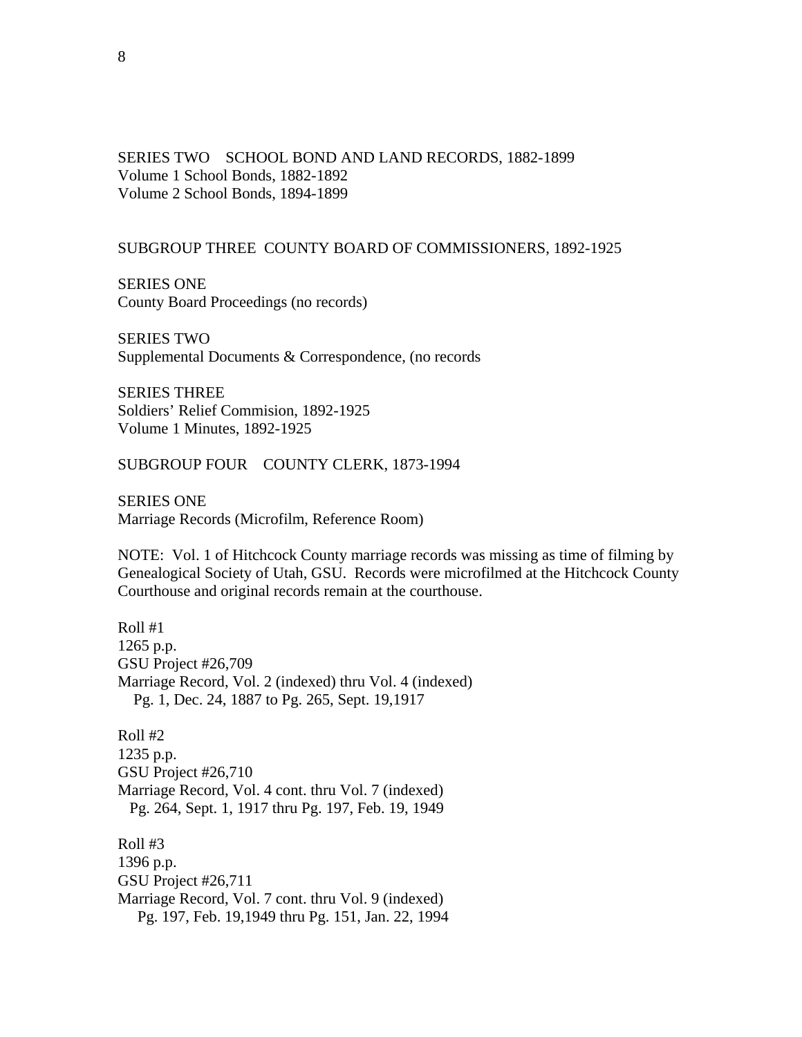SERIES TWO    SCHOOL BOND AND LAND RECORDS, 1882-1899
Volume 1 School Bonds, 1882-1892
Volume 2 School Bonds, 1894-1899

SUBGROUP THREE  COUNTY BOARD OF COMMISSIONERS, 1892-1925

SERIES ONE
County Board Proceedings (no records)

SERIES TWO
Supplemental Documents & Correspondence, (no records

SERIES THREE
Soldiers' Relief Commision, 1892-1925
Volume 1 Minutes, 1892-1925

SUBGROUP FOUR    COUNTY CLERK, 1873-1994

SERIES ONE
Marriage Records (Microfilm, Reference Room)

NOTE:  Vol. 1 of Hitchcock County marriage records was missing as time of filming by Genealogical Society of Utah, GSU.  Records were microfilmed at the Hitchcock County Courthouse and original records remain at the courthouse.

Roll #1
1265 p.p.
GSU Project #26,709
Marriage Record, Vol. 2 (indexed) thru Vol. 4 (indexed)
   Pg. 1, Dec. 24, 1887 to Pg. 265, Sept. 19,1917

Roll #2
1235 p.p.
GSU Project #26,710
Marriage Record, Vol. 4 cont. thru Vol. 7 (indexed)
   Pg. 264, Sept. 1, 1917 thru Pg. 197, Feb. 19, 1949

Roll #3
1396 p.p.
GSU Project #26,711
Marriage Record, Vol. 7 cont. thru Vol. 9 (indexed)
   Pg. 197, Feb. 19,1949 thru Pg. 151, Jan. 22, 1994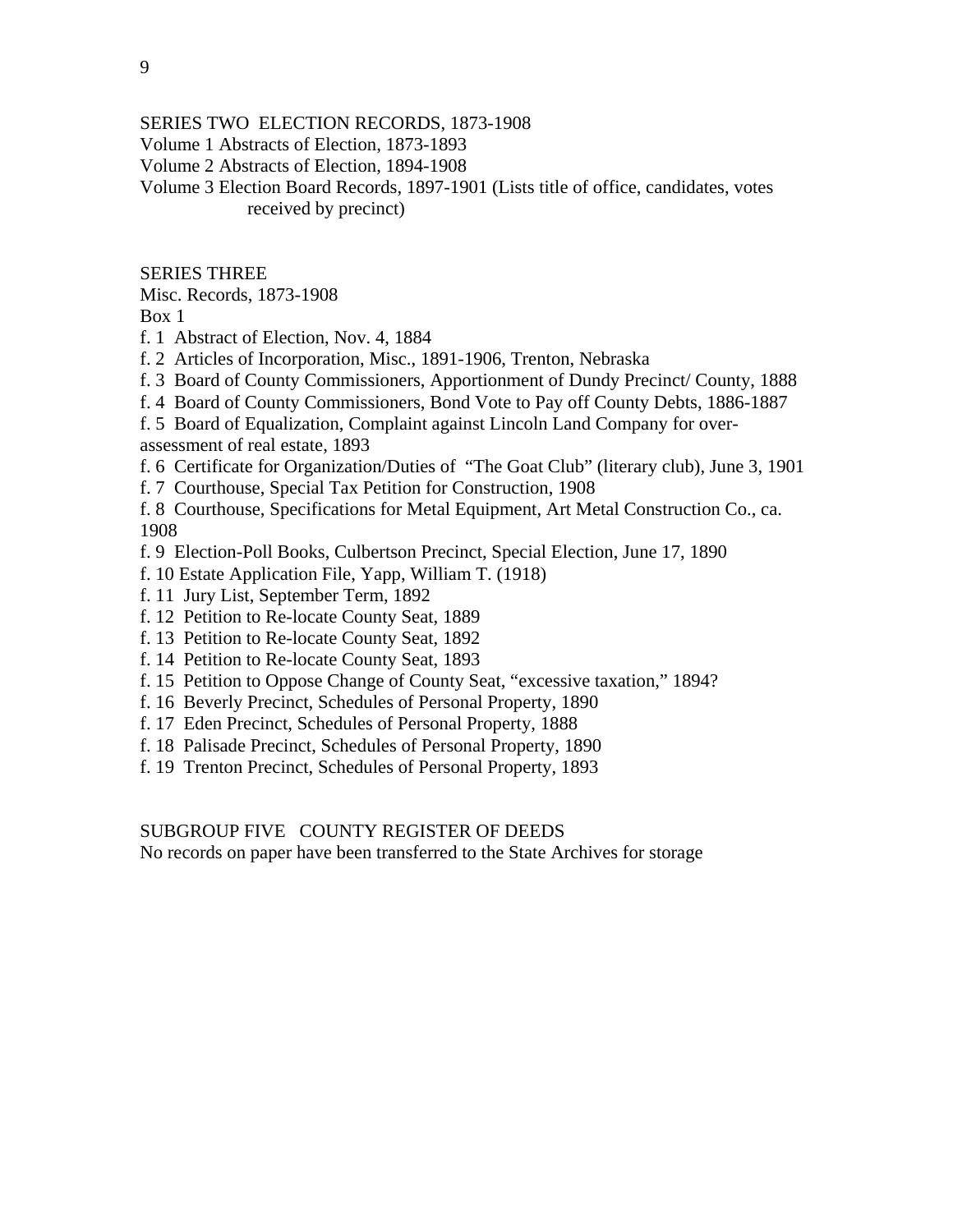SERIES TWO ELECTION RECORDS, 1873-1908

Volume 1 Abstracts of Election, 1873-1893

Volume 2 Abstracts of Election, 1894-1908

Volume 3 Election Board Records, 1897-1901 (Lists title of office, candidates, votes received by precinct)

SERIES THREE

Misc. Records, 1873-1908

Box 1

f. 1 Abstract of Election, Nov. 4, 1884

f. 2 Articles of Incorporation, Misc., 1891-1906, Trenton, Nebraska

f. 3 Board of County Commissioners, Apportionment of Dundy Precinct/ County, 1888

f. 4 Board of County Commissioners, Bond Vote to Pay off County Debts, 1886-1887

f. 5 Board of Equalization, Complaint against Lincoln Land Company for over-assessment of real estate, 1893

f. 6 Certificate for Organization/Duties of "The Goat Club" (literary club), June 3, 1901

f. 7 Courthouse, Special Tax Petition for Construction, 1908

f. 8 Courthouse, Specifications for Metal Equipment, Art Metal Construction Co., ca. 1908

f. 9 Election-Poll Books, Culbertson Precinct, Special Election, June 17, 1890

f. 10 Estate Application File, Yapp, William T. (1918)

f. 11 Jury List, September Term, 1892

f. 12 Petition to Re-locate County Seat, 1889

f. 13 Petition to Re-locate County Seat, 1892

f. 14 Petition to Re-locate County Seat, 1893

f. 15 Petition to Oppose Change of County Seat, "excessive taxation," 1894?

f. 16 Beverly Precinct, Schedules of Personal Property, 1890

f. 17 Eden Precinct, Schedules of Personal Property, 1888

f. 18 Palisade Precinct, Schedules of Personal Property, 1890

f. 19 Trenton Precinct, Schedules of Personal Property, 1893

SUBGROUP FIVE COUNTY REGISTER OF DEEDS

No records on paper have been transferred to the State Archives for storage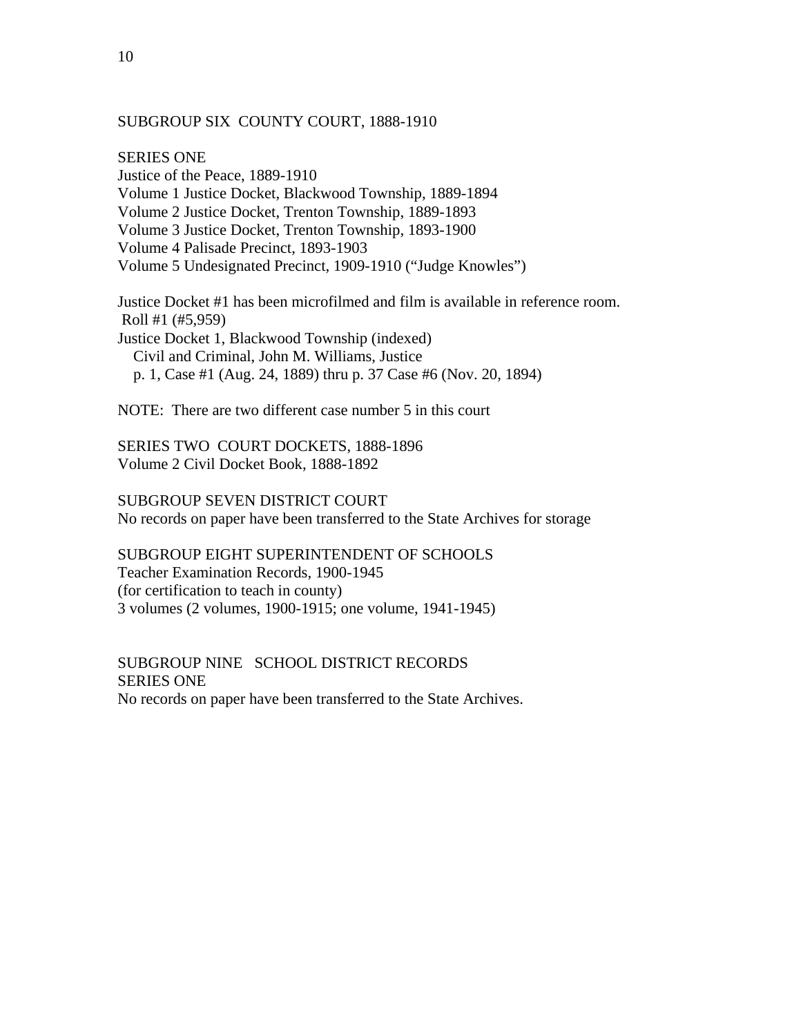## SUBGROUP SIX COUNTY COURT, 1888-1910

### SERIES ONE

Justice of the Peace, 1889-1910
Volume 1 Justice Docket, Blackwood Township, 1889-1894
Volume 2 Justice Docket, Trenton Township, 1889-1893
Volume 3 Justice Docket, Trenton Township, 1893-1900
Volume 4 Palisade Precinct, 1893-1903
Volume 5 Undesignated Precinct, 1909-1910 ("Judge Knowles")

Justice Docket #1 has been microfilmed and film is available in reference room.
Roll #1 (#5,959)
Justice Docket 1, Blackwood Township (indexed)
Civil and Criminal, John M. Williams, Justice
p. 1, Case #1 (Aug. 24, 1889) thru p. 37 Case #6 (Nov. 20, 1894)

NOTE: There are two different case number 5 in this court

### SERIES TWO COURT DOCKETS, 1888-1896

Volume 2 Civil Docket Book, 1888-1892

## SUBGROUP SEVEN DISTRICT COURT

No records on paper have been transferred to the State Archives for storage

## SUBGROUP EIGHT SUPERINTENDENT OF SCHOOLS

Teacher Examination Records, 1900-1945
(for certification to teach in county)
3 volumes (2 volumes, 1900-1915; one volume, 1941-1945)

## SUBGROUP NINE SCHOOL DISTRICT RECORDS

### SERIES ONE

No records on paper have been transferred to the State Archives.